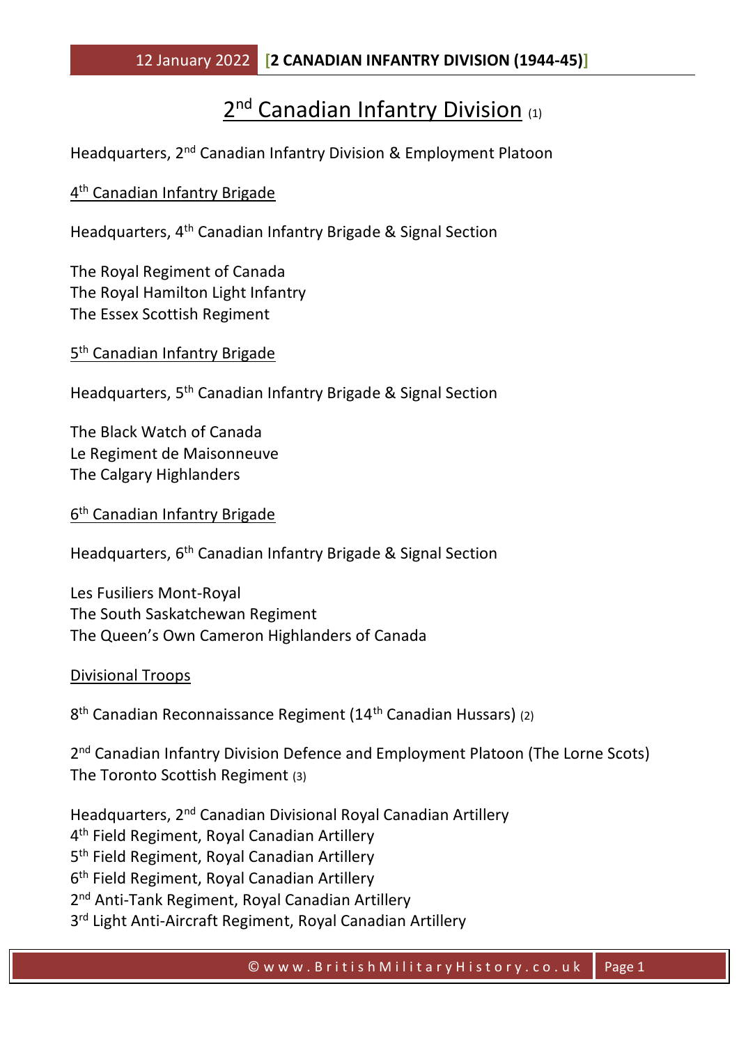# 2nd Canadian Infantry Division (1)

Headquarters, 2nd Canadian Infantry Division & Employment Platoon

## 4th Canadian Infantry Brigade

Headquarters, 4th Canadian Infantry Brigade & Signal Section

The Royal Regiment of Canada
The Royal Hamilton Light Infantry
The Essex Scottish Regiment

## 5th Canadian Infantry Brigade

Headquarters, 5th Canadian Infantry Brigade & Signal Section

The Black Watch of Canada
Le Regiment de Maisonneuve
The Calgary Highlanders

## 6th Canadian Infantry Brigade

Headquarters, 6th Canadian Infantry Brigade & Signal Section

Les Fusiliers Mont-Royal
The South Saskatchewan Regiment
The Queen's Own Cameron Highlanders of Canada

## Divisional Troops

8th Canadian Reconnaissance Regiment (14th Canadian Hussars) (2)

2nd Canadian Infantry Division Defence and Employment Platoon (The Lorne Scots)
The Toronto Scottish Regiment (3)

Headquarters, 2nd Canadian Divisional Royal Canadian Artillery
4th Field Regiment, Royal Canadian Artillery
5th Field Regiment, Royal Canadian Artillery
6th Field Regiment, Royal Canadian Artillery
2nd Anti-Tank Regiment, Royal Canadian Artillery
3rd Light Anti-Aircraft Regiment, Royal Canadian Artillery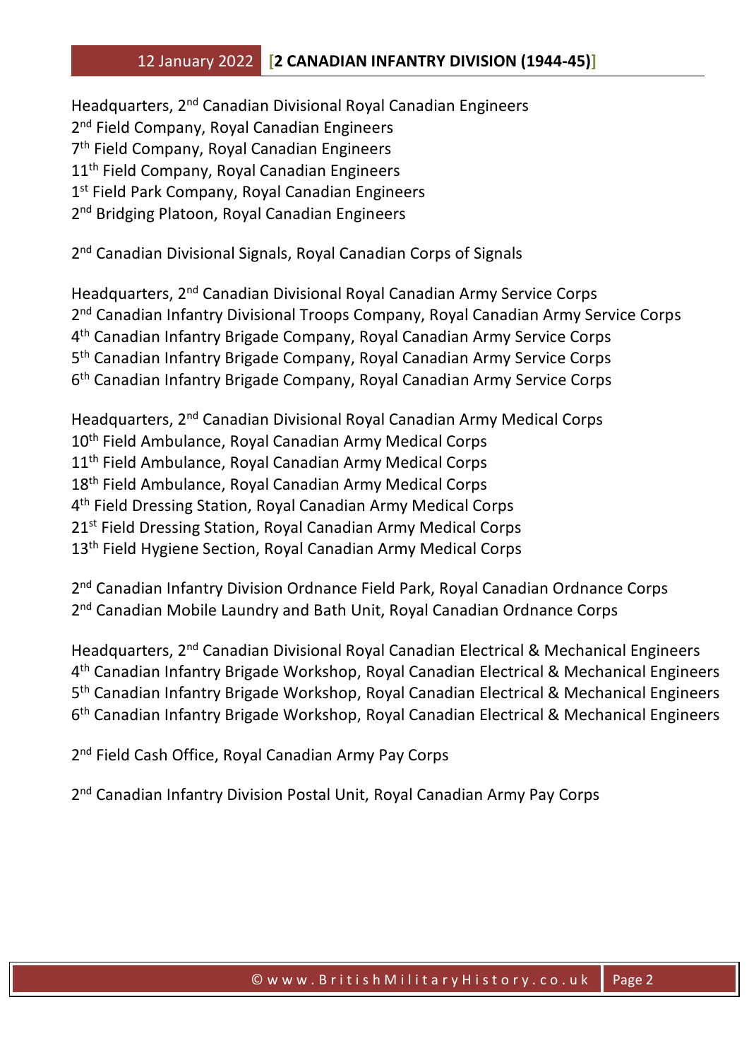Headquarters, 2nd Canadian Divisional Royal Canadian Engineers
2nd Field Company, Royal Canadian Engineers
7th Field Company, Royal Canadian Engineers
11th Field Company, Royal Canadian Engineers
1st Field Park Company, Royal Canadian Engineers
2nd Bridging Platoon, Royal Canadian Engineers

2nd Canadian Divisional Signals, Royal Canadian Corps of Signals

Headquarters, 2nd Canadian Divisional Royal Canadian Army Service Corps
2nd Canadian Infantry Divisional Troops Company, Royal Canadian Army Service Corps
4th Canadian Infantry Brigade Company, Royal Canadian Army Service Corps
5th Canadian Infantry Brigade Company, Royal Canadian Army Service Corps
6th Canadian Infantry Brigade Company, Royal Canadian Army Service Corps

Headquarters, 2nd Canadian Divisional Royal Canadian Army Medical Corps
10th Field Ambulance, Royal Canadian Army Medical Corps
11th Field Ambulance, Royal Canadian Army Medical Corps
18th Field Ambulance, Royal Canadian Army Medical Corps
4th Field Dressing Station, Royal Canadian Army Medical Corps
21st Field Dressing Station, Royal Canadian Army Medical Corps
13th Field Hygiene Section, Royal Canadian Army Medical Corps

2nd Canadian Infantry Division Ordnance Field Park, Royal Canadian Ordnance Corps
2nd Canadian Mobile Laundry and Bath Unit, Royal Canadian Ordnance Corps

Headquarters, 2nd Canadian Divisional Royal Canadian Electrical & Mechanical Engineers
4th Canadian Infantry Brigade Workshop, Royal Canadian Electrical & Mechanical Engineers
5th Canadian Infantry Brigade Workshop, Royal Canadian Electrical & Mechanical Engineers
6th Canadian Infantry Brigade Workshop, Royal Canadian Electrical & Mechanical Engineers

2nd Field Cash Office, Royal Canadian Army Pay Corps

2nd Canadian Infantry Division Postal Unit, Royal Canadian Army Pay Corps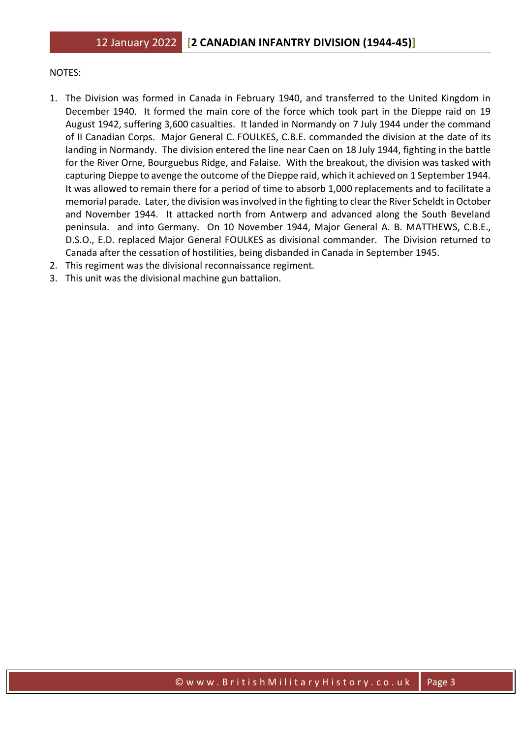NOTES:

1. The Division was formed in Canada in February 1940, and transferred to the United Kingdom in December 1940. It formed the main core of the force which took part in the Dieppe raid on 19 August 1942, suffering 3,600 casualties. It landed in Normandy on 7 July 1944 under the command of II Canadian Corps. Major General C. FOULKES, C.B.E. commanded the division at the date of its landing in Normandy. The division entered the line near Caen on 18 July 1944, fighting in the battle for the River Orne, Bourguebus Ridge, and Falaise. With the breakout, the division was tasked with capturing Dieppe to avenge the outcome of the Dieppe raid, which it achieved on 1 September 1944. It was allowed to remain there for a period of time to absorb 1,000 replacements and to facilitate a memorial parade. Later, the division was involved in the fighting to clear the River Scheldt in October and November 1944. It attacked north from Antwerp and advanced along the South Beveland peninsula. and into Germany. On 10 November 1944, Major General A. B. MATTHEWS, C.B.E., D.S.O., E.D. replaced Major General FOULKES as divisional commander. The Division returned to Canada after the cessation of hostilities, being disbanded in Canada in September 1945.
2. This regiment was the divisional reconnaissance regiment.
3. This unit was the divisional machine gun battalion.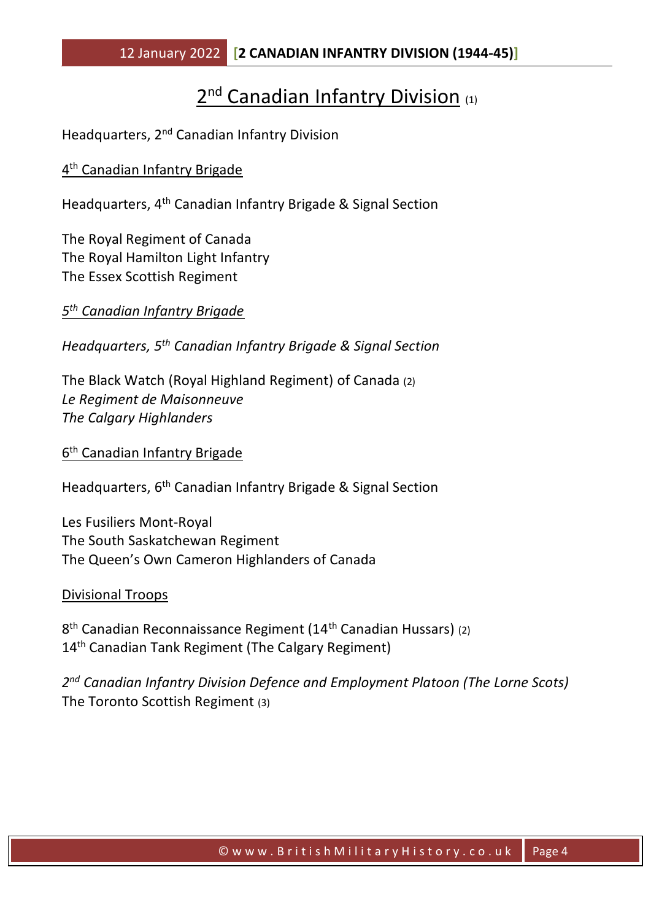# 2nd Canadian Infantry Division (1)

Headquarters, 2nd Canadian Infantry Division

4th Canadian Infantry Brigade

Headquarters, 4th Canadian Infantry Brigade & Signal Section

The Royal Regiment of Canada
The Royal Hamilton Light Infantry
The Essex Scottish Regiment

*5th Canadian Infantry Brigade*

*Headquarters, 5th Canadian Infantry Brigade & Signal Section*

The Black Watch (Royal Highland Regiment) of Canada (2)
*Le Regiment de Maisonneuve*
*The Calgary Highlanders*

6th Canadian Infantry Brigade

Headquarters, 6th Canadian Infantry Brigade & Signal Section

Les Fusiliers Mont-Royal
The South Saskatchewan Regiment
The Queen's Own Cameron Highlanders of Canada

Divisional Troops

8th Canadian Reconnaissance Regiment (14th Canadian Hussars) (2)
14th Canadian Tank Regiment (The Calgary Regiment)

*2nd Canadian Infantry Division Defence and Employment Platoon (The Lorne Scots)*
The Toronto Scottish Regiment (3)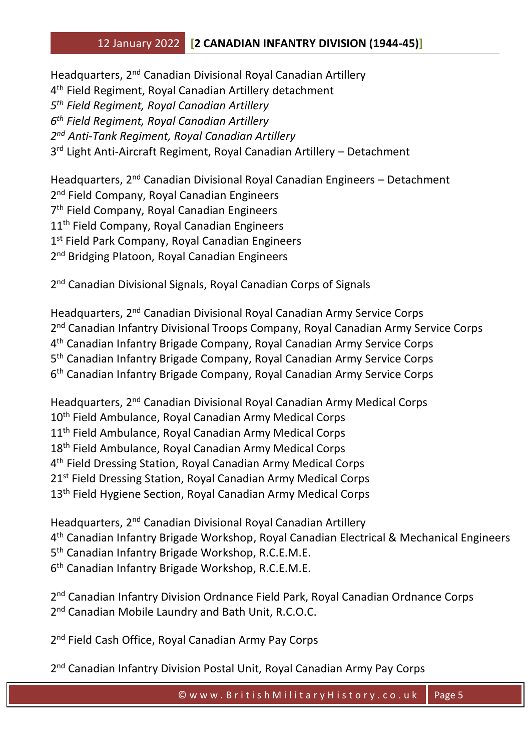Headquarters, 2nd Canadian Divisional Royal Canadian Artillery
4th Field Regiment, Royal Canadian Artillery detachment
*5th Field Regiment, Royal Canadian Artillery*
*6th Field Regiment, Royal Canadian Artillery*
*2nd Anti-Tank Regiment, Royal Canadian Artillery*
3rd Light Anti-Aircraft Regiment, Royal Canadian Artillery – Detachment

Headquarters, 2nd Canadian Divisional Royal Canadian Engineers – Detachment
2nd Field Company, Royal Canadian Engineers
7th Field Company, Royal Canadian Engineers
11th Field Company, Royal Canadian Engineers
1st Field Park Company, Royal Canadian Engineers
2nd Bridging Platoon, Royal Canadian Engineers

2nd Canadian Divisional Signals, Royal Canadian Corps of Signals

Headquarters, 2nd Canadian Divisional Royal Canadian Army Service Corps
2nd Canadian Infantry Divisional Troops Company, Royal Canadian Army Service Corps
4th Canadian Infantry Brigade Company, Royal Canadian Army Service Corps
5th Canadian Infantry Brigade Company, Royal Canadian Army Service Corps
6th Canadian Infantry Brigade Company, Royal Canadian Army Service Corps

Headquarters, 2nd Canadian Divisional Royal Canadian Army Medical Corps
10th Field Ambulance, Royal Canadian Army Medical Corps
11th Field Ambulance, Royal Canadian Army Medical Corps
18th Field Ambulance, Royal Canadian Army Medical Corps
4th Field Dressing Station, Royal Canadian Army Medical Corps
21st Field Dressing Station, Royal Canadian Army Medical Corps
13th Field Hygiene Section, Royal Canadian Army Medical Corps

Headquarters, 2nd Canadian Divisional Royal Canadian Artillery
4th Canadian Infantry Brigade Workshop, Royal Canadian Electrical & Mechanical Engineers
5th Canadian Infantry Brigade Workshop, R.C.E.M.E.
6th Canadian Infantry Brigade Workshop, R.C.E.M.E.

2nd Canadian Infantry Division Ordnance Field Park, Royal Canadian Ordnance Corps
2nd Canadian Mobile Laundry and Bath Unit, R.C.O.C.

2nd Field Cash Office, Royal Canadian Army Pay Corps

2nd Canadian Infantry Division Postal Unit, Royal Canadian Army Pay Corps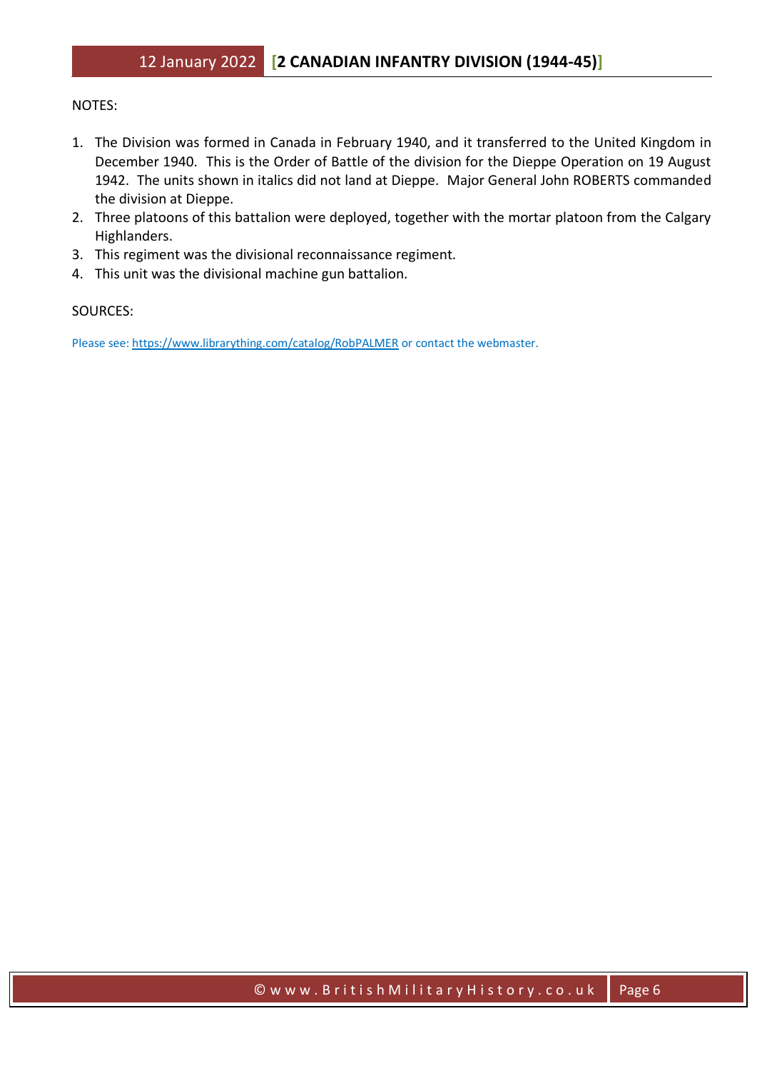NOTES:

1. The Division was formed in Canada in February 1940, and it transferred to the United Kingdom in December 1940. This is the Order of Battle of the division for the Dieppe Operation on 19 August 1942. The units shown in italics did not land at Dieppe. Major General John ROBERTS commanded the division at Dieppe.
2. Three platoons of this battalion were deployed, together with the mortar platoon from the Calgary Highlanders.
3. This regiment was the divisional reconnaissance regiment.
4. This unit was the divisional machine gun battalion.

SOURCES:

Please see: https://www.librarything.com/catalog/RobPALMER or contact the webmaster.